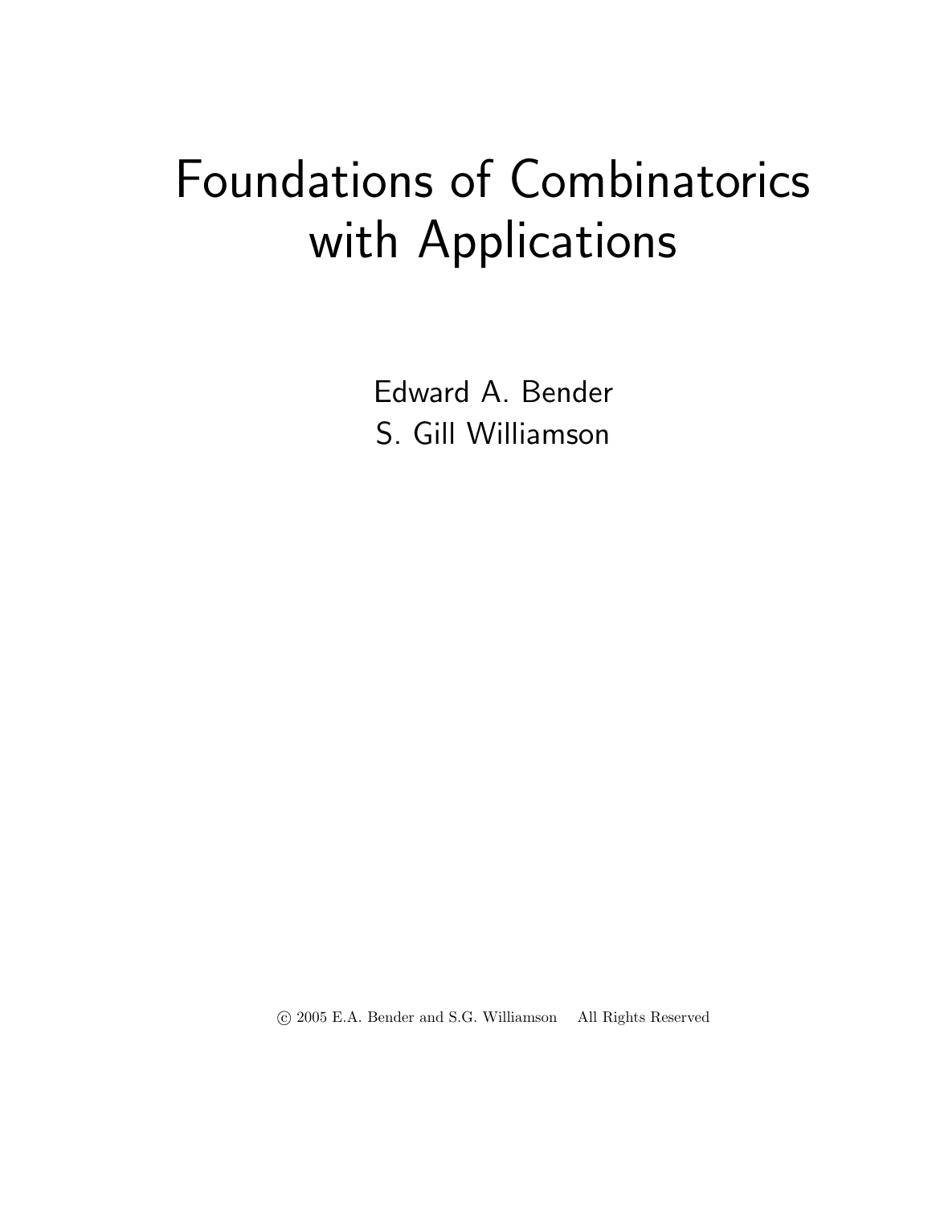# Foundations of Combinatorics with Applications

Edward A. Bender

S. Gill Williamson

© 2005 E.A. Bender and S.G. Williamson All Rights Reserved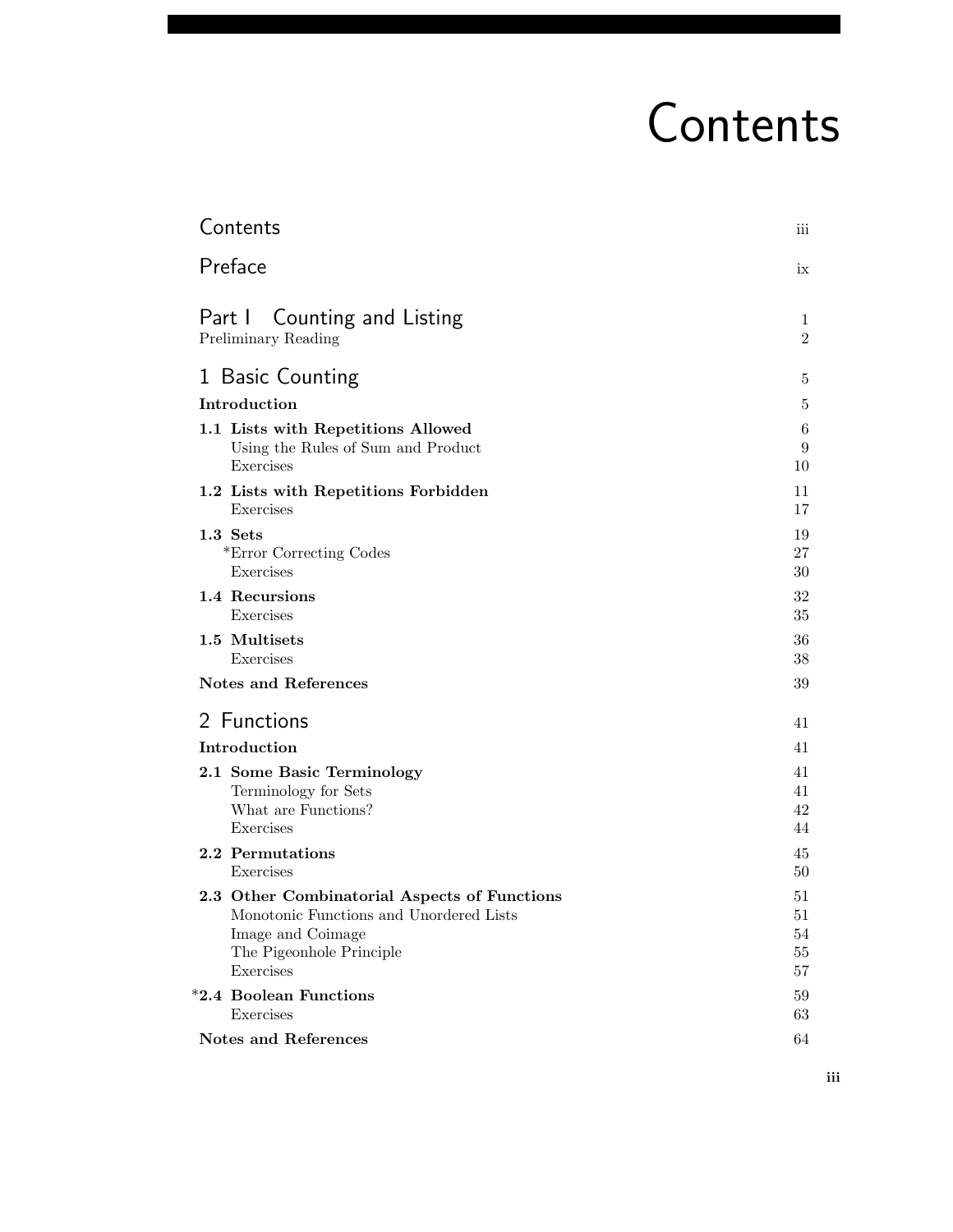# Contents

Contents iii

Preface ix

## Part I Counting and Listing 1

Preliminary Reading 2

## 1 Basic Counting 5

**Introduction** 5

**1.1 Lists with Repetitions Allowed** 6
- Using the Rules of Sum and Product 9
- Exercises 10

**1.2 Lists with Repetitions Forbidden** 11
- Exercises 17

**1.3 Sets** 19
- *Error Correcting Codes 27
- Exercises 30

**1.4 Recursions** 32
- Exercises 35

**1.5 Multisets** 36
- Exercises 38

**Notes and References** 39

## 2 Functions 41

**Introduction** 41

**2.1 Some Basic Terminology** 41
- Terminology for Sets 41
- What are Functions? 42
- Exercises 44

**2.2 Permutations** 45
- Exercises 50

**2.3 Other Combinatorial Aspects of Functions** 51
- Monotonic Functions and Unordered Lists 51
- Image and Coimage 54
- The Pigeonhole Principle 55
- Exercises 57

***2.4 Boolean Functions** 59
- Exercises 63

**Notes and References** 64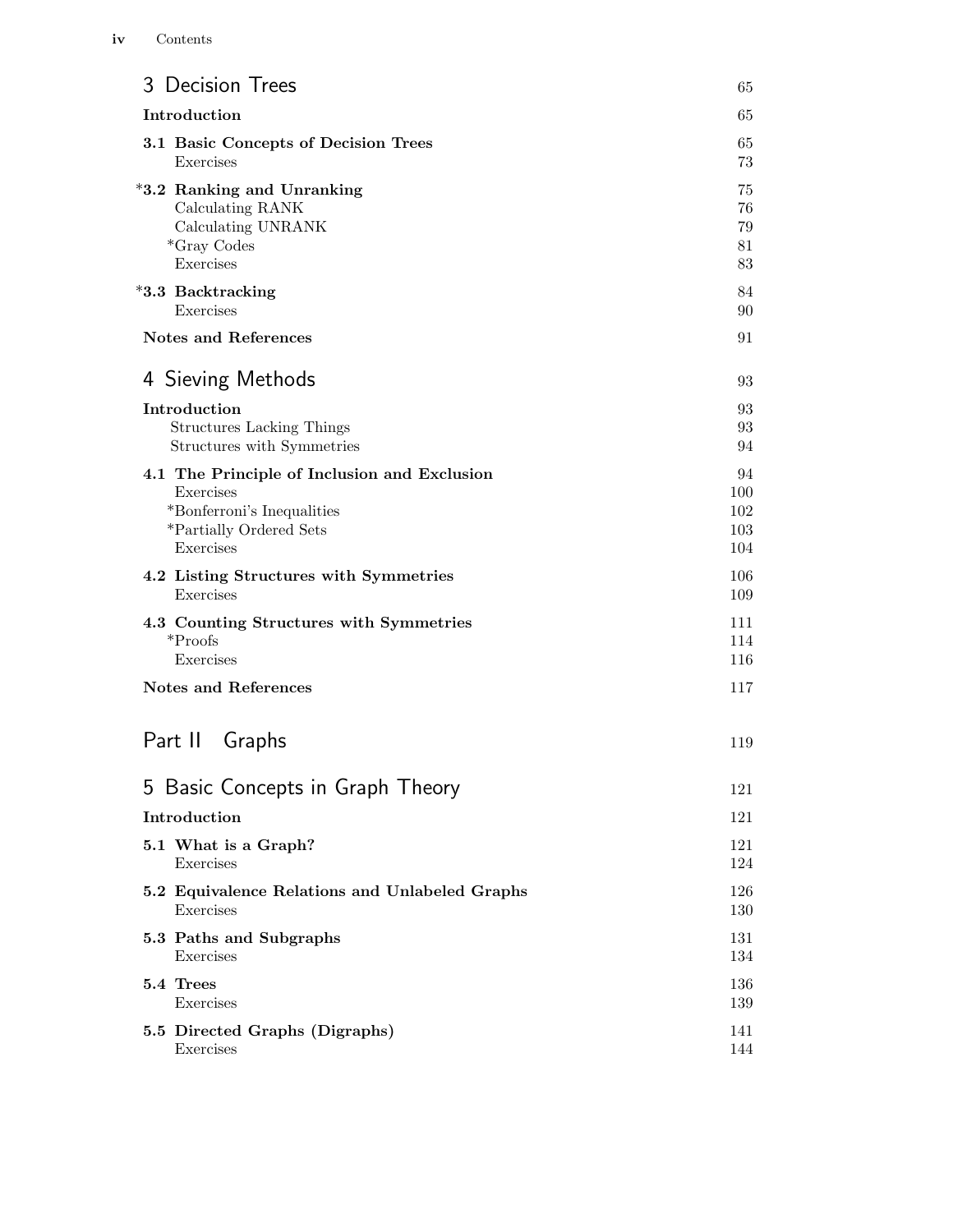## 3 Decision Trees — 65

**Introduction** — 65

**3.1 Basic Concepts of Decision Trees** — 65
- Exercises — 73

***3.2 Ranking and Unranking** — 75
- Calculating RANK — 76
- Calculating UNRANK — 79
- *Gray Codes — 81
- Exercises — 83

***3.3 Backtracking** — 84
- Exercises — 90

**Notes and References** — 91

## 4 Sieving Methods — 93

**Introduction** — 93
- Structures Lacking Things — 93
- Structures with Symmetries — 94

**4.1 The Principle of Inclusion and Exclusion** — 94
- Exercises — 100
- *Bonferroni's Inequalities — 102
- *Partially Ordered Sets — 103
- Exercises — 104

**4.2 Listing Structures with Symmetries** — 106
- Exercises — 109

**4.3 Counting Structures with Symmetries** — 111
- *Proofs — 114
- Exercises — 116

**Notes and References** — 117

# Part II Graphs — 119

## 5 Basic Concepts in Graph Theory — 121

**Introduction** — 121

**5.1 What is a Graph?** — 121
- Exercises — 124

**5.2 Equivalence Relations and Unlabeled Graphs** — 126
- Exercises — 130

**5.3 Paths and Subgraphs** — 131
- Exercises — 134

**5.4 Trees** — 136
- Exercises — 139

**5.5 Directed Graphs (Digraphs)** — 141
- Exercises — 144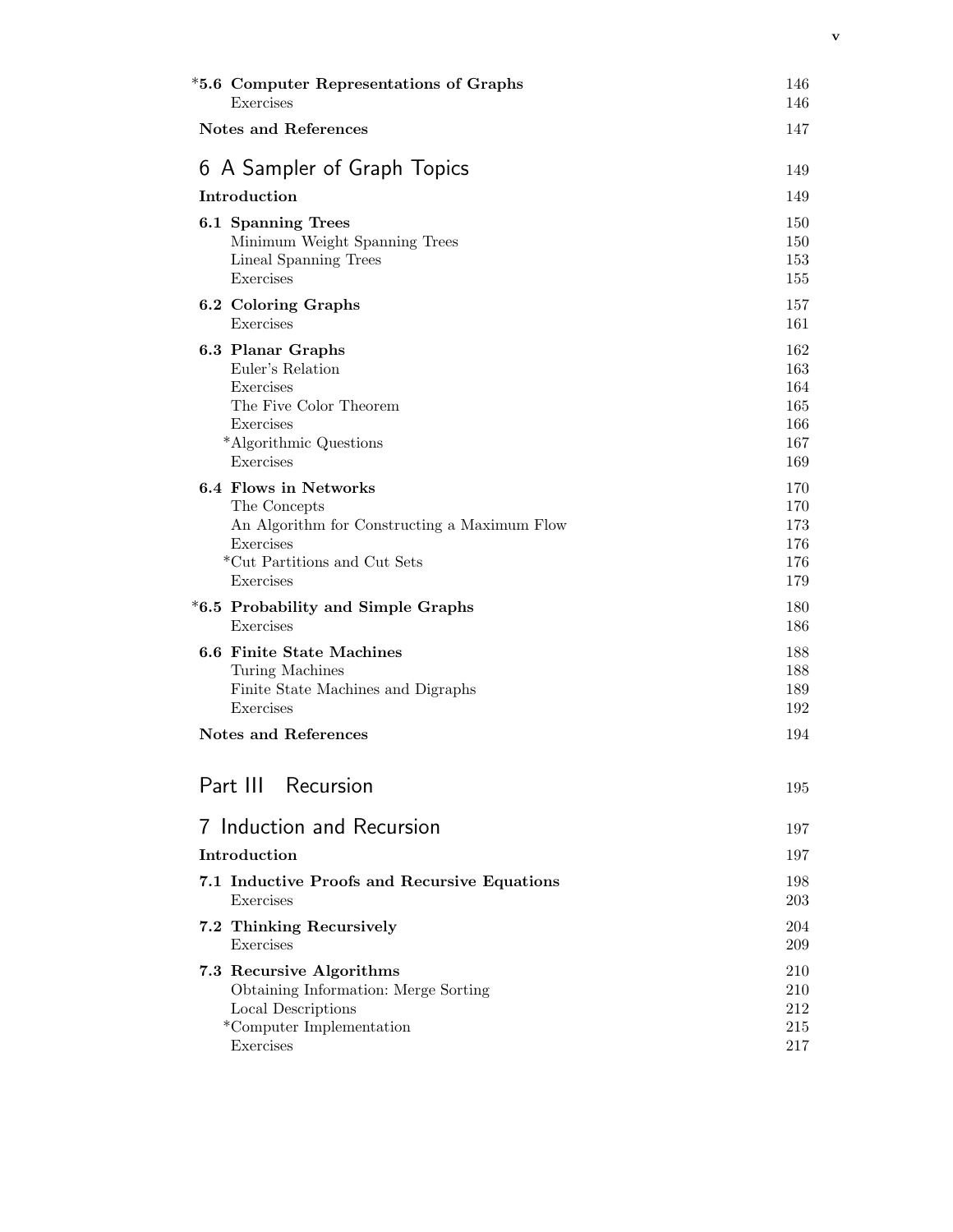| | |
|---|---|
| ***5.6 Computer Representations of Graphs** | 146 |
| Exercises | 146 |
| **Notes and References** | 147 |

## 6 A Sampler of Graph Topics — 149

| | |
|---|---|
| **Introduction** | 149 |
| **6.1 Spanning Trees** | 150 |
| Minimum Weight Spanning Trees | 150 |
| Lineal Spanning Trees | 153 |
| Exercises | 155 |
| **6.2 Coloring Graphs** | 157 |
| Exercises | 161 |
| **6.3 Planar Graphs** | 162 |
| Euler's Relation | 163 |
| Exercises | 164 |
| The Five Color Theorem | 165 |
| Exercises | 166 |
| *Algorithmic Questions | 167 |
| Exercises | 169 |
| **6.4 Flows in Networks** | 170 |
| The Concepts | 170 |
| An Algorithm for Constructing a Maximum Flow | 173 |
| Exercises | 176 |
| *Cut Partitions and Cut Sets | 176 |
| Exercises | 179 |
| ***6.5 Probability and Simple Graphs** | 180 |
| Exercises | 186 |
| **6.6 Finite State Machines** | 188 |
| Turing Machines | 188 |
| Finite State Machines and Digraphs | 189 |
| Exercises | 192 |
| **Notes and References** | 194 |

# Part III Recursion — 195

## 7 Induction and Recursion — 197

| | |
|---|---|
| **Introduction** | 197 |
| **7.1 Inductive Proofs and Recursive Equations** | 198 |
| Exercises | 203 |
| **7.2 Thinking Recursively** | 204 |
| Exercises | 209 |
| **7.3 Recursive Algorithms** | 210 |
| Obtaining Information: Merge Sorting | 210 |
| Local Descriptions | 212 |
| *Computer Implementation | 215 |
| Exercises | 217 |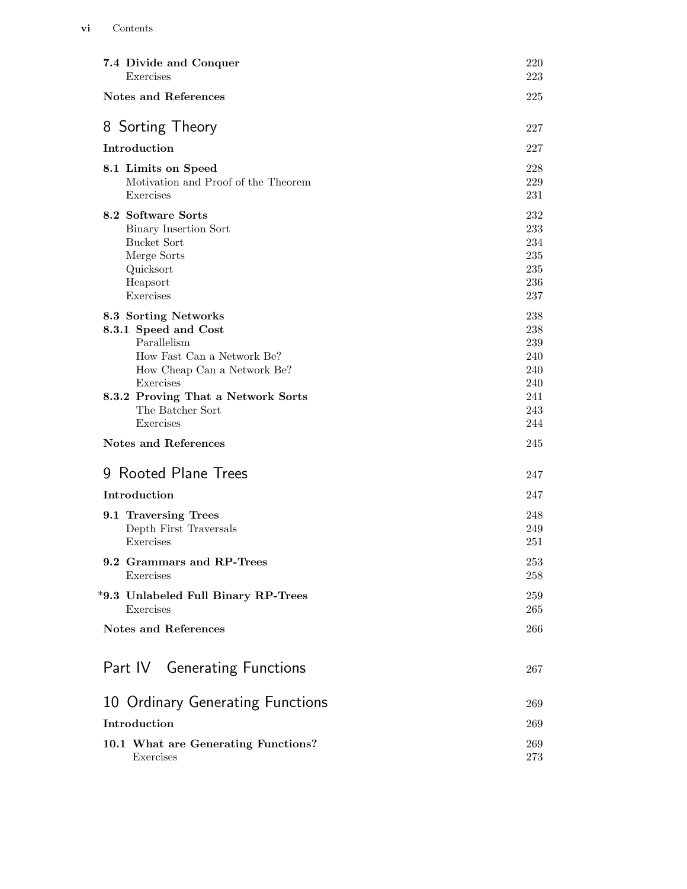| | |
|---|---|
| **7.4 Divide and Conquer** | 220 |
| Exercises | 223 |
| **Notes and References** | 225 |

## 8 Sorting Theory — 227

| | |
|---|---|
| **Introduction** | 227 |
| **8.1 Limits on Speed** | 228 |
| Motivation and Proof of the Theorem | 229 |
| Exercises | 231 |
| **8.2 Software Sorts** | 232 |
| Binary Insertion Sort | 233 |
| Bucket Sort | 234 |
| Merge Sorts | 235 |
| Quicksort | 235 |
| Heapsort | 236 |
| Exercises | 237 |
| **8.3 Sorting Networks** | 238 |
| **8.3.1 Speed and Cost** | 238 |
| Parallelism | 239 |
| How Fast Can a Network Be? | 240 |
| How Cheap Can a Network Be? | 240 |
| Exercises | 240 |
| **8.3.2 Proving That a Network Sorts** | 241 |
| The Batcher Sort | 243 |
| Exercises | 244 |
| **Notes and References** | 245 |

## 9 Rooted Plane Trees — 247

| | |
|---|---|
| **Introduction** | 247 |
| **9.1 Traversing Trees** | 248 |
| Depth First Traversals | 249 |
| Exercises | 251 |
| **9.2 Grammars and RP-Trees** | 253 |
| Exercises | 258 |
| ***9.3 Unlabeled Full Binary RP-Trees** | 259 |
| Exercises | 265 |
| **Notes and References** | 266 |

# Part IV Generating Functions — 267

## 10 Ordinary Generating Functions — 269

| | |
|---|---|
| **Introduction** | 269 |
| **10.1 What are Generating Functions?** | 269 |
| Exercises | 273 |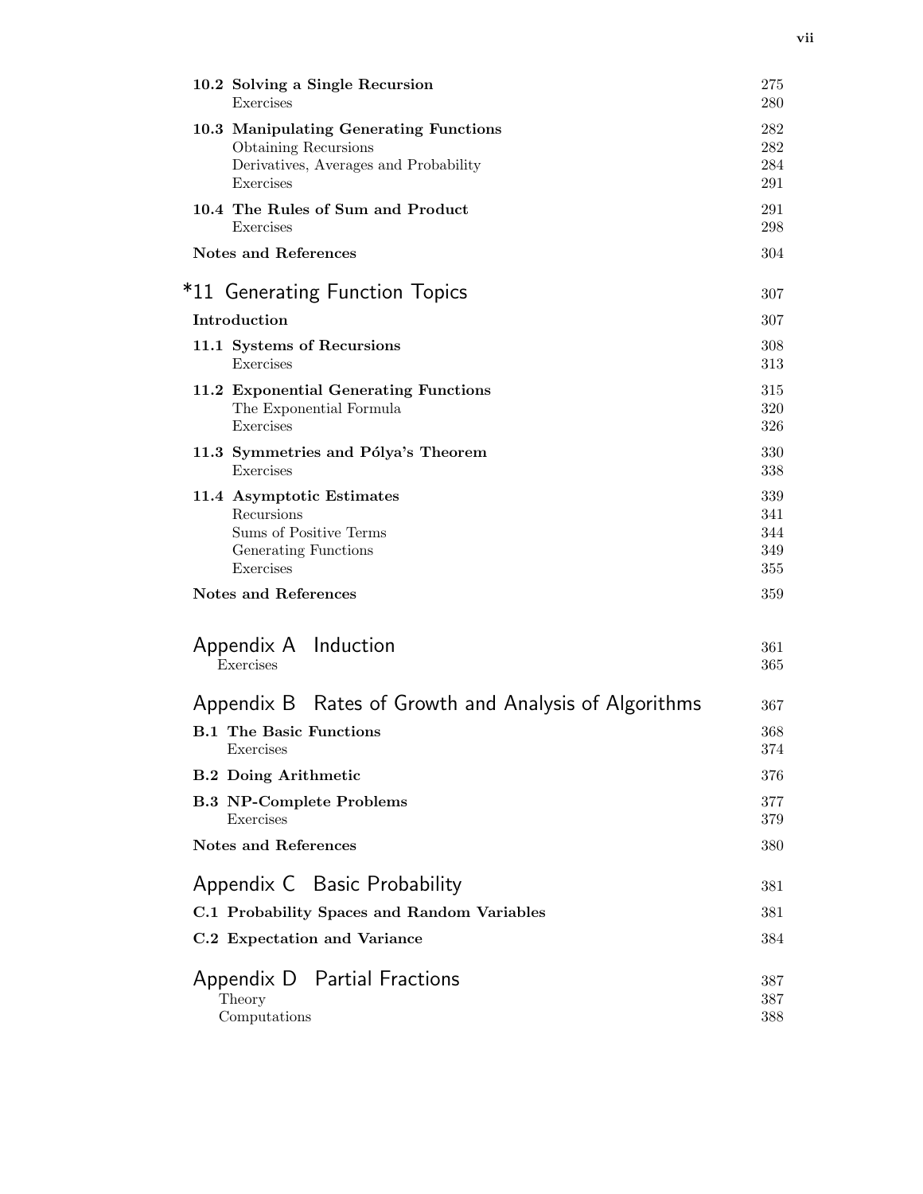**10.2 Solving a Single Recursion** 275
Exercises 280

**10.3 Manipulating Generating Functions** 282
Obtaining Recursions 282
Derivatives, Averages and Probability 284
Exercises 291

**10.4 The Rules of Sum and Product** 291
Exercises 298

**Notes and References** 304

## *11 Generating Function Topics 307

**Introduction** 307

**11.1 Systems of Recursions** 308
Exercises 313

**11.2 Exponential Generating Functions** 315
The Exponential Formula 320
Exercises 326

**11.3 Symmetries and Pólya's Theorem** 330
Exercises 338

**11.4 Asymptotic Estimates** 339
Recursions 341
Sums of Positive Terms 344
Generating Functions 349
Exercises 355

**Notes and References** 359

## Appendix A Induction 361
Exercises 365

## Appendix B Rates of Growth and Analysis of Algorithms 367

**B.1 The Basic Functions** 368
Exercises 374

**B.2 Doing Arithmetic** 376

**B.3 NP-Complete Problems** 377
Exercises 379

**Notes and References** 380

## Appendix C Basic Probability 381

**C.1 Probability Spaces and Random Variables** 381

**C.2 Expectation and Variance** 384

## Appendix D Partial Fractions 387
Theory 387
Computations 388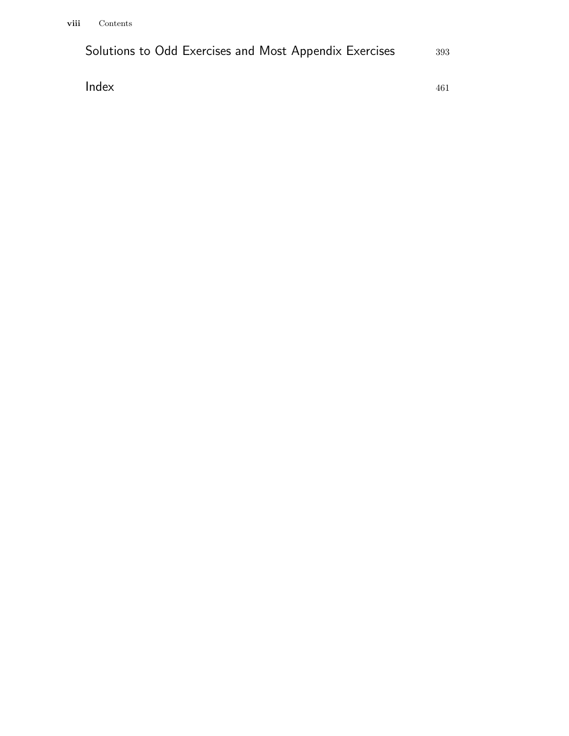Solutions to Odd Exercises and Most Appendix Exercises 393

Index 461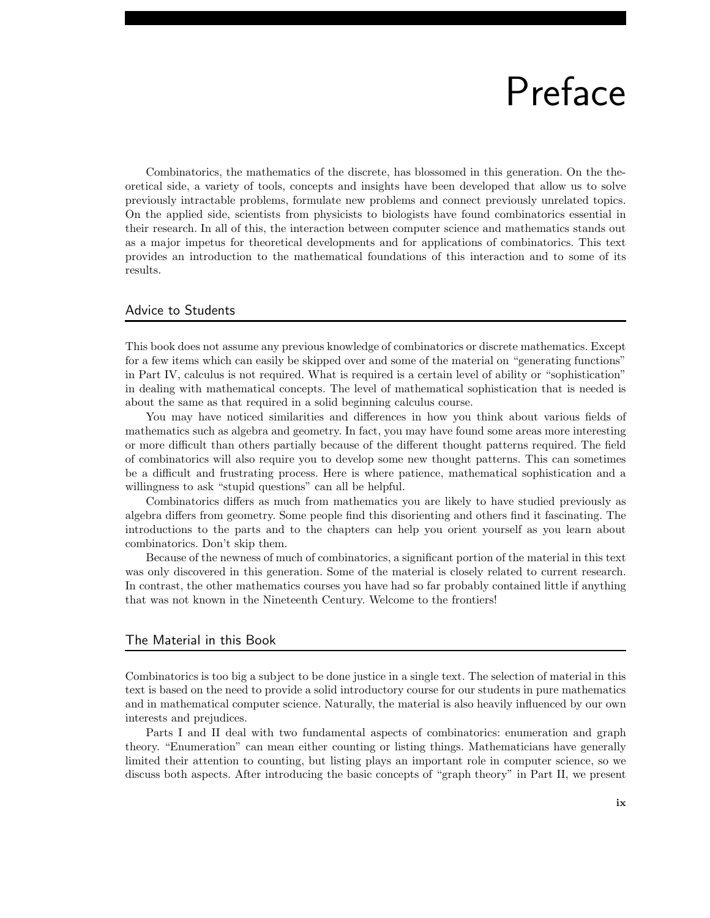# Preface

Combinatorics, the mathematics of the discrete, has blossomed in this generation. On the theoretical side, a variety of tools, concepts and insights have been developed that allow us to solve previously intractable problems, formulate new problems and connect previously unrelated topics. On the applied side, scientists from physicists to biologists have found combinatorics essential in their research. In all of this, the interaction between computer science and mathematics stands out as a major impetus for theoretical developments and for applications of combinatorics. This text provides an introduction to the mathematical foundations of this interaction and to some of its results.

## Advice to Students

This book does not assume any previous knowledge of combinatorics or discrete mathematics. Except for a few items which can easily be skipped over and some of the material on "generating functions" in Part IV, calculus is not required. What is required is a certain level of ability or "sophistication" in dealing with mathematical concepts. The level of mathematical sophistication that is needed is about the same as that required in a solid beginning calculus course.

You may have noticed similarities and differences in how you think about various fields of mathematics such as algebra and geometry. In fact, you may have found some areas more interesting or more difficult than others partially because of the different thought patterns required. The field of combinatorics will also require you to develop some new thought patterns. This can sometimes be a difficult and frustrating process. Here is where patience, mathematical sophistication and a willingness to ask "stupid questions" can all be helpful.

Combinatorics differs as much from mathematics you are likely to have studied previously as algebra differs from geometry. Some people find this disorienting and others find it fascinating. The introductions to the parts and to the chapters can help you orient yourself as you learn about combinatorics. Don't skip them.

Because of the newness of much of combinatorics, a significant portion of the material in this text was only discovered in this generation. Some of the material is closely related to current research. In contrast, the other mathematics courses you have had so far probably contained little if anything that was not known in the Nineteenth Century. Welcome to the frontiers!

## The Material in this Book

Combinatorics is too big a subject to be done justice in a single text. The selection of material in this text is based on the need to provide a solid introductory course for our students in pure mathematics and in mathematical computer science. Naturally, the material is also heavily influenced by our own interests and prejudices.

Parts I and II deal with two fundamental aspects of combinatorics: enumeration and graph theory. "Enumeration" can mean either counting or listing things. Mathematicians have generally limited their attention to counting, but listing plays an important role in computer science, so we discuss both aspects. After introducing the basic concepts of "graph theory" in Part II, we present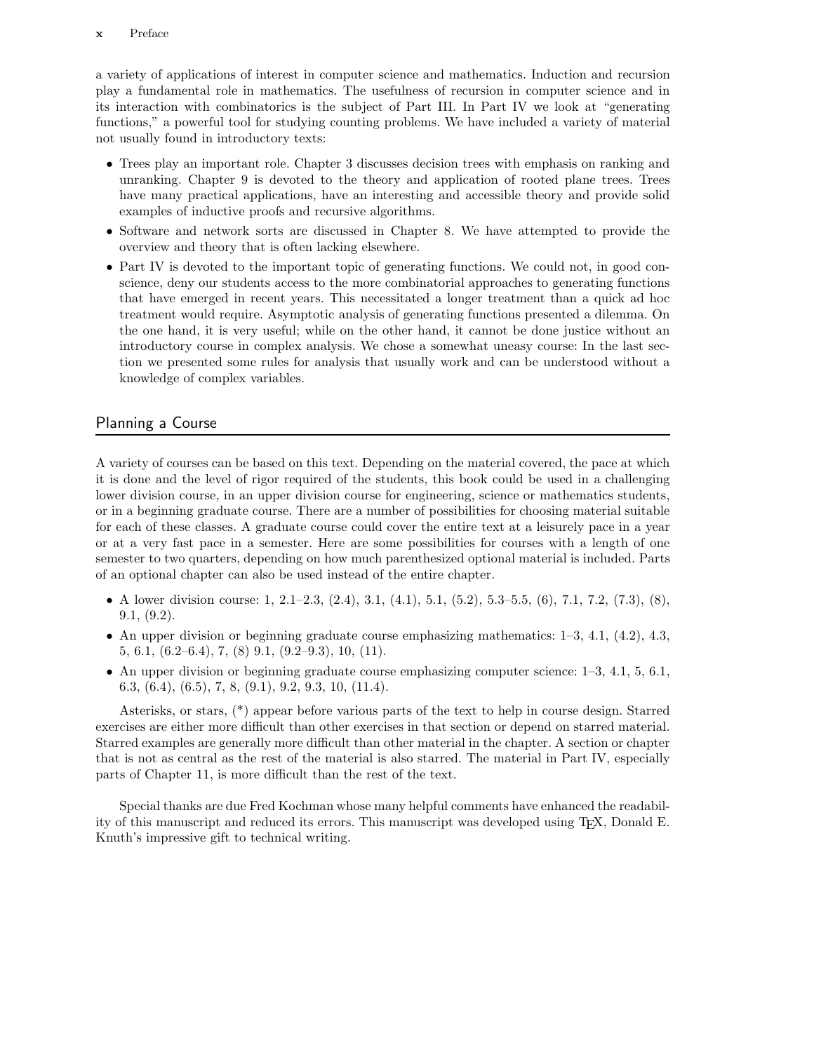a variety of applications of interest in computer science and mathematics. Induction and recursion play a fundamental role in mathematics. The usefulness of recursion in computer science and in its interaction with combinatorics is the subject of Part III. In Part IV we look at "generating functions," a powerful tool for studying counting problems. We have included a variety of material not usually found in introductory texts:

- Trees play an important role. Chapter 3 discusses decision trees with emphasis on ranking and unranking. Chapter 9 is devoted to the theory and application of rooted plane trees. Trees have many practical applications, have an interesting and accessible theory and provide solid examples of inductive proofs and recursive algorithms.
- Software and network sorts are discussed in Chapter 8. We have attempted to provide the overview and theory that is often lacking elsewhere.
- Part IV is devoted to the important topic of generating functions. We could not, in good conscience, deny our students access to the more combinatorial approaches to generating functions that have emerged in recent years. This necessitated a longer treatment than a quick ad hoc treatment would require. Asymptotic analysis of generating functions presented a dilemma. On the one hand, it is very useful; while on the other hand, it cannot be done justice without an introductory course in complex analysis. We chose a somewhat uneasy course: In the last section we presented some rules for analysis that usually work and can be understood without a knowledge of complex variables.

## Planning a Course

A variety of courses can be based on this text. Depending on the material covered, the pace at which it is done and the level of rigor required of the students, this book could be used in a challenging lower division course, in an upper division course for engineering, science or mathematics students, or in a beginning graduate course. There are a number of possibilities for choosing material suitable for each of these classes. A graduate course could cover the entire text at a leisurely pace in a year or at a very fast pace in a semester. Here are some possibilities for courses with a length of one semester to two quarters, depending on how much parenthesized optional material is included. Parts of an optional chapter can also be used instead of the entire chapter.

- A lower division course: 1, 2.1–2.3, (2.4), 3.1, (4.1), 5.1, (5.2), 5.3–5.5, (6), 7.1, 7.2, (7.3), (8), 9.1, (9.2).
- An upper division or beginning graduate course emphasizing mathematics: 1–3, 4.1, (4.2), 4.3, 5, 6.1, (6.2–6.4), 7, (8) 9.1, (9.2–9.3), 10, (11).
- An upper division or beginning graduate course emphasizing computer science: 1–3, 4.1, 5, 6.1, 6.3, (6.4), (6.5), 7, 8, (9.1), 9.2, 9.3, 10, (11.4).

Asterisks, or stars, (*) appear before various parts of the text to help in course design. Starred exercises are either more difficult than other exercises in that section or depend on starred material. Starred examples are generally more difficult than other material in the chapter. A section or chapter that is not as central as the rest of the material is also starred. The material in Part IV, especially parts of Chapter 11, is more difficult than the rest of the text.

Special thanks are due Fred Kochman whose many helpful comments have enhanced the readability of this manuscript and reduced its errors. This manuscript was developed using TEX, Donald E. Knuth's impressive gift to technical writing.